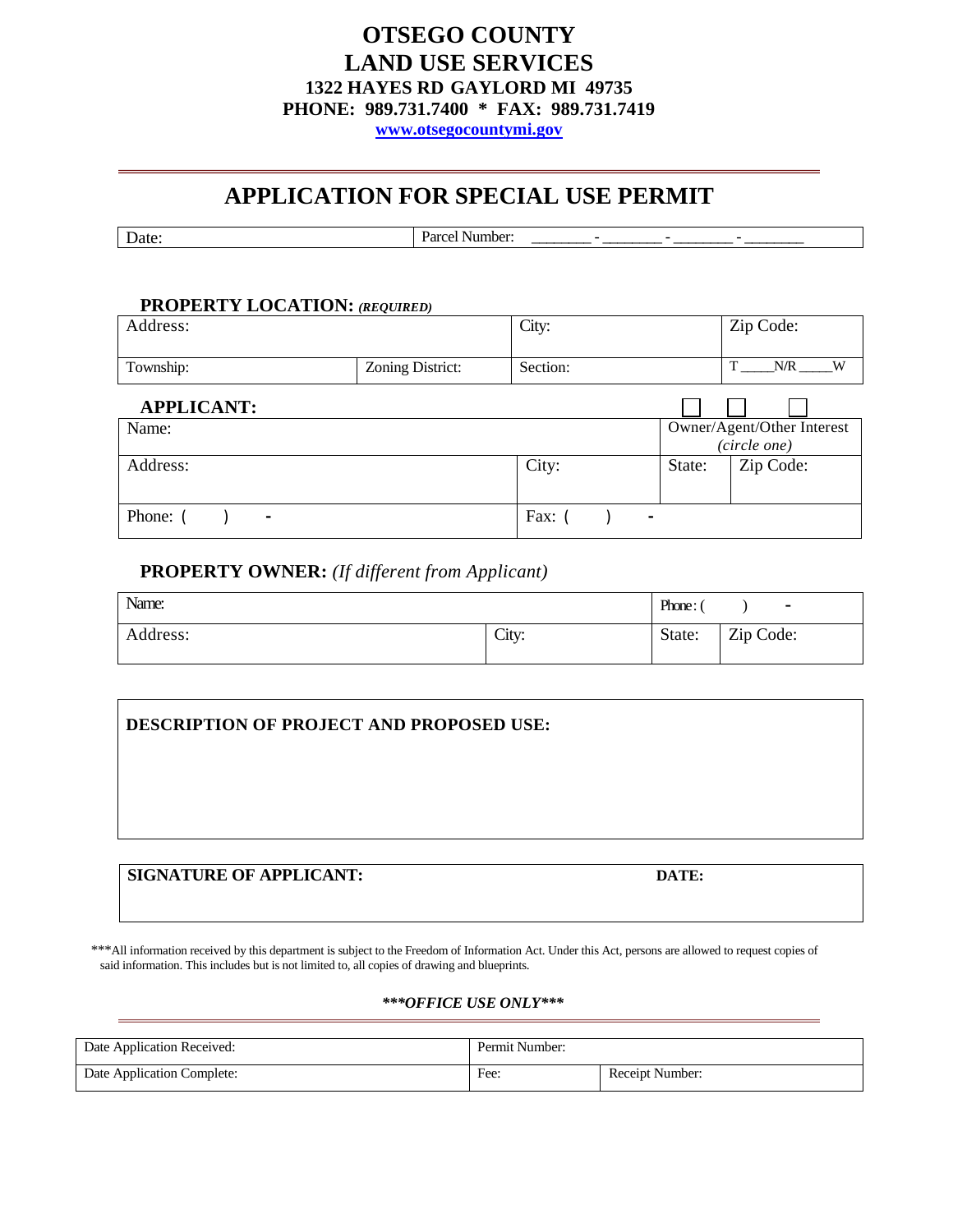# OTSEGO COUNTY
# LAND USE SERVICES

**1322 HAYES RD GAYLORD MI 49735**

**PHONE: 989.731.7400 * FAX: 989.731.7419**

**www.otsegocountymi.gov**

## APPLICATION FOR SPECIAL USE PERMIT

| Date: | Parcel Number: _______ - _______ - _______ - _______ |
|---|---|

### PROPERTY LOCATION: *(REQUIRED)*

| Address: | | City: | Zip Code: |
|---|---|---|---|
| Township: | Zoning District: | Section: | T _____N/R _____W |

### APPLICANT:

| Name: | | Owner/Agent/Other Interest *(circle one)* | |
|---|---|---|---|
| Address: | City: | State: | Zip Code: |
| Phone: (     )     - | Fax: (     )     - | | |

### PROPERTY OWNER: *(If different from Applicant)*

| Name: | | Phone: (     )     - | |
|---|---|---|---|
| Address: | City: | State: | Zip Code: |

**DESCRIPTION OF PROJECT AND PROPOSED USE:**

**SIGNATURE OF APPLICANT:** **DATE:**

***All information received by this department is subject to the Freedom of Information Act. Under this Act, persons are allowed to request copies of said information. This includes but is not limited to, all copies of drawing and blueprints.

***\*\*\*OFFICE USE ONLY\*\*\****

| Date Application Received: | Permit Number: | |
|---|---|---|
| Date Application Complete: | Fee: | Receipt Number: |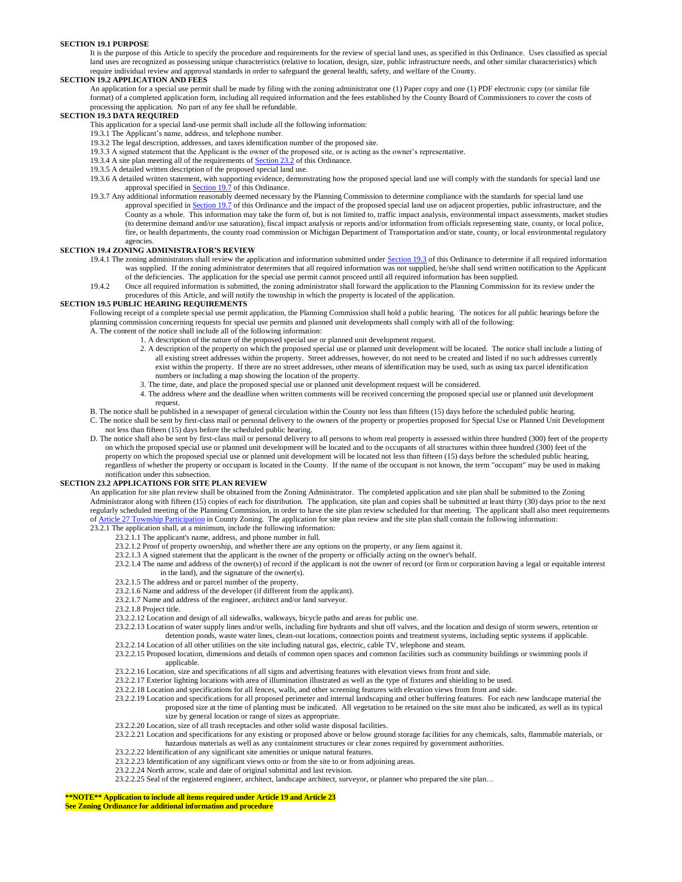**SECTION 19.1 PURPOSE**

It is the purpose of this Article to specify the procedure and requirements for the review of special land uses, as specified in this Ordinance. Uses classified as special land uses are recognized as possessing unique characteristics (relative to location, design, size, public infrastructure needs, and other similar characteristics) which require individual review and approval standards in order to safeguard the general health, safety, and welfare of the County.

**SECTION 19.2 APPLICATION AND FEES**

An application for a special use permit shall be made by filing with the zoning administrator one (1) Paper copy and one (1) PDF electronic copy (or similar file format) of a completed application form, including all required information and the fees established by the County Board of Commissioners to cover the costs of processing the application. No part of any fee shall be refundable.

**SECTION 19.3 DATA REQUIRED**

This application for a special land-use permit shall include all the following information:

19.3.1 The Applicant's name, address, and telephone number.

19.3.2 The legal description, addresses, and taxes identification number of the proposed site.

19.3.3 A signed statement that the Applicant is the owner of the proposed site, or is acting as the owner's representative.

19.3.4 A site plan meeting all of the requirements of Section 23.2 of this Ordinance.

19.3.5 A detailed written description of the proposed special land use.

19.3.6 A detailed written statement, with supporting evidence, demonstrating how the proposed special land use will comply with the standards for special land use approval specified in Section 19.7 of this Ordinance.

19.3.7 Any additional information reasonably deemed necessary by the Planning Commission to determine compliance with the standards for special land use approval specified in Section 19.7 of this Ordinance and the impact of the proposed special land use on adjacent properties, public infrastructure, and the County as a whole. This information may take the form of, but is not limited to, traffic impact analysis, environmental impact assessments, market studies (to determine demand and/or use saturation), fiscal impact analysis or reports and/or information from officials representing state, county, or local police, fire, or health departments, the county road commission or Michigan Department of Transportation and/or state, county, or local environmental regulatory agencies.

**SECTION 19.4 ZONING ADMINISTRATOR'S REVIEW**

19.4.1 The zoning administrators shall review the application and information submitted under Section 19.3 of this Ordinance to determine if all required information was supplied. If the zoning administrator determines that all required information was not supplied, he/she shall send written notification to the Applicant of the deficiencies. The application for the special use permit cannot proceed until all required information has been supplied.

19.4.2 Once all required information is submitted, the zoning administrator shall forward the application to the Planning Commission for its review under the procedures of this Article, and will notify the township in which the property is located of the application.

**SECTION 19.5 PUBLIC HEARING REQUIREMENTS**

Following receipt of a complete special use permit application, the Planning Commission shall hold a public hearing. The notices for all public hearings before the planning commission concerning requests for special use permits and planned unit developments shall comply with all of the following:

A. The content of the notice shall include all of the following information:

1. A description of the nature of the proposed special use or planned unit development request.
2. A description of the property on which the proposed special use or planned unit development will be located. The notice shall include a listing of all existing street addresses within the property. Street addresses, however, do not need to be created and listed if no such addresses currently exist within the property. If there are no street addresses, other means of identification may be used, such as using tax parcel identification numbers or including a map showing the location of the property.
3. The time, date, and place the proposed special use or planned unit development request will be considered.
4. The address where and the deadline when written comments will be received concerning the proposed special use or planned unit development request.

B. The notice shall be published in a newspaper of general circulation within the County not less than fifteen (15) days before the scheduled public hearing.

C. The notice shall be sent by first-class mail or personal delivery to the owners of the property or properties proposed for Special Use or Planned Unit Development not less than fifteen (15) days before the scheduled public hearing.

D. The notice shall also be sent by first-class mail or personal delivery to all persons to whom real property is assessed within three hundred (300) feet of the property on which the proposed special use or planned unit development will be located and to the occupants of all structures within three hundred (300) feet of the property on which the proposed special use or planned unit development will be located not less than fifteen (15) days before the scheduled public hearing, regardless of whether the property or occupant is located in the County. If the name of the occupant is not known, the term "occupant" may be used in making notification under this subsection.

**SECTION 23.2 APPLICATIONS FOR SITE PLAN REVIEW**

An application for site plan review shall be obtained from the Zoning Administrator. The completed application and site plan shall be submitted to the Zoning Administrator along with fifteen (15) copies of each for distribution. The application, site plan and copies shall be submitted at least thirty (30) days prior to the next regularly scheduled meeting of the Planning Commission, in order to have the site plan review scheduled for that meeting. The applicant shall also meet requirements of Article 27 Township Participation in County Zoning. The application for site plan review and the site plan shall contain the following information:

23.2.1 The application shall, at a minimum, include the following information:

23.2.1.1 The applicant's name, address, and phone number in full.

23.2.1.2 Proof of property ownership, and whether there are any options on the property, or any liens against it.

23.2.1.3 A signed statement that the applicant is the owner of the property or officially acting on the owner's behalf.

23.2.1.4 The name and address of the owner(s) of record if the applicant is not the owner of record (or firm or corporation having a legal or equitable interest in the land), and the signature of the owner(s).

23.2.1.5 The address and or parcel number of the property.

23.2.1.6 Name and address of the developer (if different from the applicant).

23.2.1.7 Name and address of the engineer, architect and/or land surveyor.

23.2.1.8 Project title.

23.2.2.12 Location and design of all sidewalks, walkways, bicycle paths and areas for public use.

23.2.2.13 Location of water supply lines and/or wells, including fire hydrants and shut off valves, and the location and design of storm sewers, retention or detention ponds, waste water lines, clean-out locations, connection points and treatment systems, including septic systems if applicable.

23.2.2.14 Location of all other utilities on the site including natural gas, electric, cable TV, telephone and steam.

23.2.2.15 Proposed location, dimensions and details of common open spaces and common facilities such as community buildings or swimming pools if applicable.

23.2.2.16 Location, size and specifications of all signs and advertising features with elevation views from front and side.

23.2.2.17 Exterior lighting locations with area of illumination illustrated as well as the type of fixtures and shielding to be used.

23.2.2.18 Location and specifications for all fences, walls, and other screening features with elevation views from front and side.

23.2.2.19 Location and specifications for all proposed perimeter and internal landscaping and other buffering features. For each new landscape material the proposed size at the time of planting must be indicated. All vegetation to be retained on the site must also be indicated, as well as its typical size by general location or range of sizes as appropriate.

23.2.2.20 Location, size of all trash receptacles and other solid waste disposal facilities.

23.2.2.21 Location and specifications for any existing or proposed above or below ground storage facilities for any chemicals, salts, flammable materials, or hazardous materials as well as any containment structures or clear zones required by government authorities.

23.2.2.22 Identification of any significant site amenities or unique natural features.

23.2.2.23 Identification of any significant views onto or from the site to or from adjoining areas.

23.2.2.24 North arrow, scale and date of original submittal and last revision.

23.2.2.25 Seal of the registered engineer, architect, landscape architect, surveyor, or planner who prepared the site plan…

**\*\*NOTE\*\* Application to include all items required under Article 19 and Article 23**
**See Zoning Ordinance for additional information and procedure**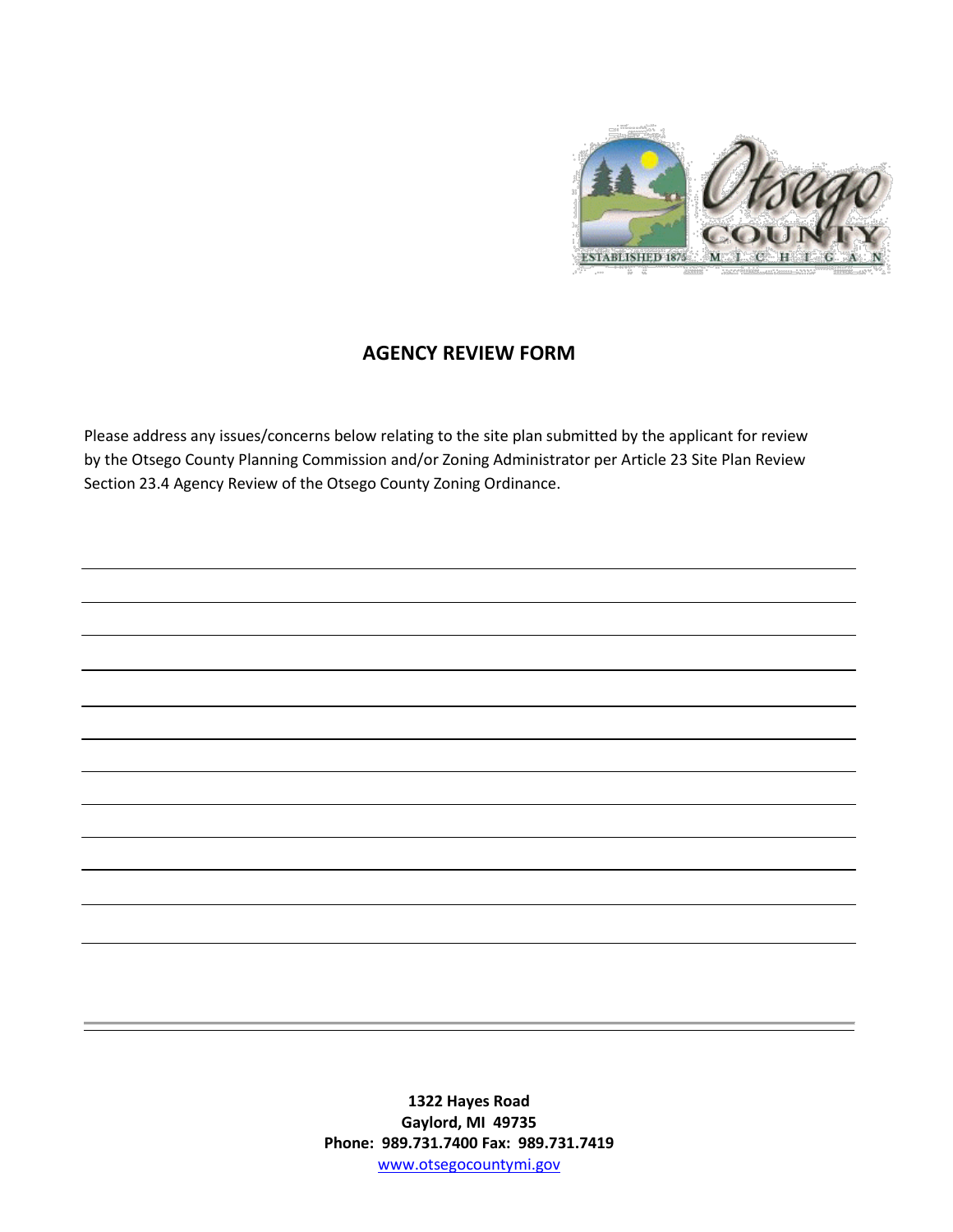## AGENCY REVIEW FORM

Please address any issues/concerns below relating to the site plan submitted by the applicant for review by the Otsego County Planning Commission and/or Zoning Administrator per Article 23 Site Plan Review Section 23.4 Agency Review of the Otsego County Zoning Ordinance.

**1322 Hayes Road**
**Gaylord, MI 49735**
**Phone: 989.731.7400 Fax: 989.731.7419**
www.otsegocountymi.gov